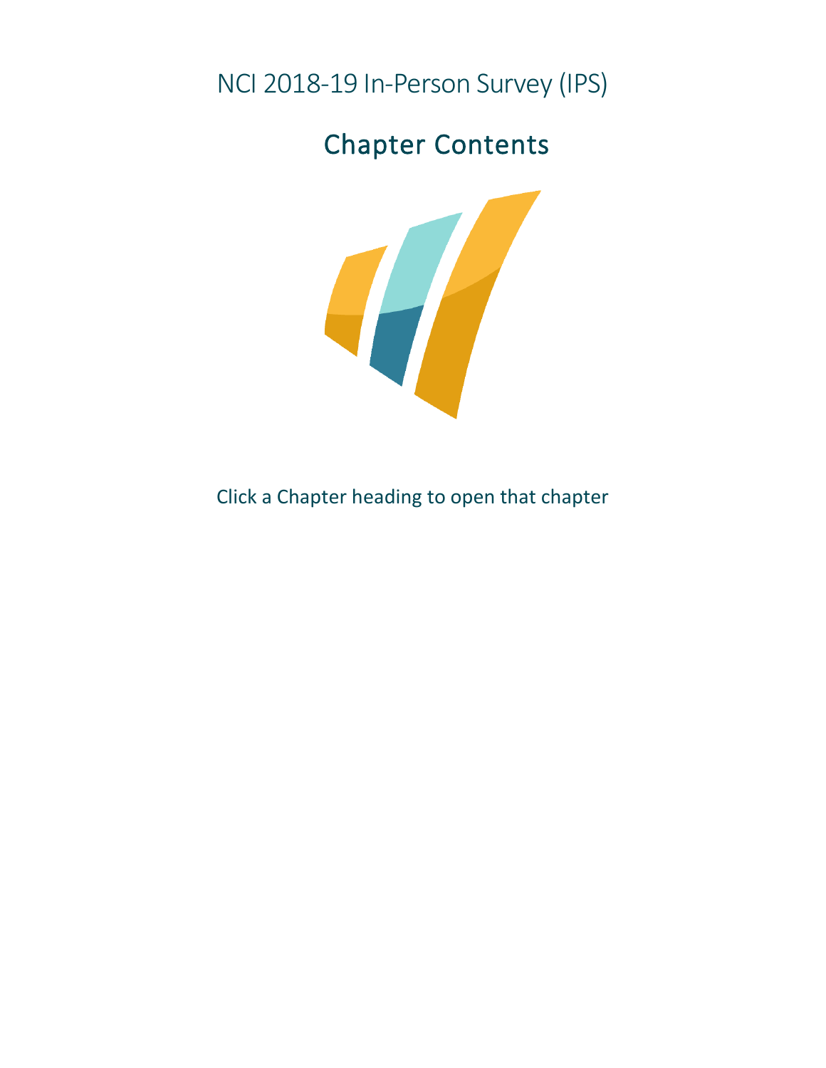# NCI 2018-19 In-Person Survey (IPS)

## Chapter Contents

Click a Chapter heading to open that chapter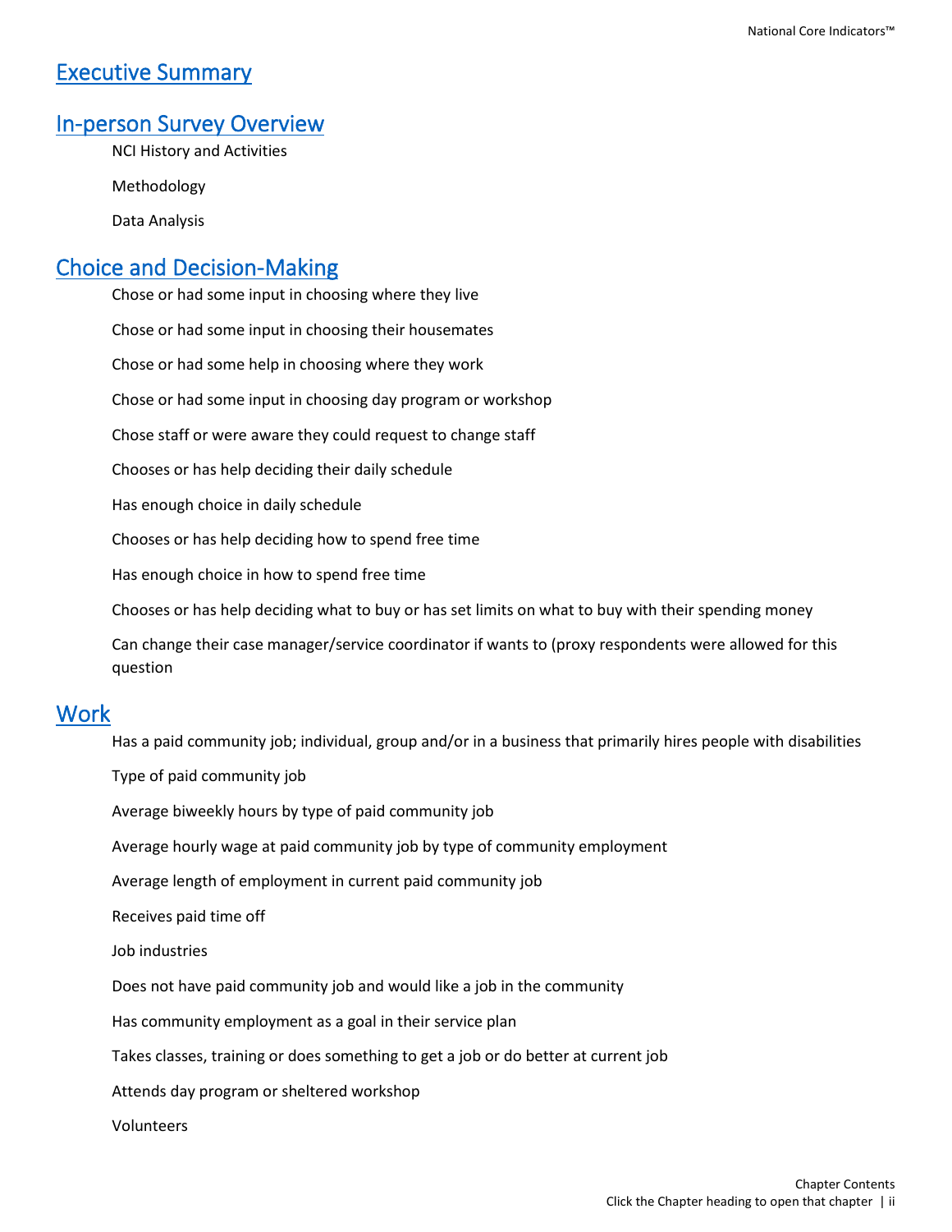## Executive Summary

## In-person Survey Overview

- NCI History and Activities
- Methodology
- Data Analysis

## Choice and Decision-Making

- Chose or had some input in choosing where they live
- Chose or had some input in choosing their housemates
- Chose or had some help in choosing where they work
- Chose or had some input in choosing day program or workshop
- Chose staff or were aware they could request to change staff
- Chooses or has help deciding their daily schedule
- Has enough choice in daily schedule
- Chooses or has help deciding how to spend free time
- Has enough choice in how to spend free time
- Chooses or has help deciding what to buy or has set limits on what to buy with their spending money
- Can change their case manager/service coordinator if wants to (proxy respondents were allowed for this question

## Work

- Has a paid community job; individual, group and/or in a business that primarily hires people with disabilities
- Type of paid community job
- Average biweekly hours by type of paid community job
- Average hourly wage at paid community job by type of community employment
- Average length of employment in current paid community job
- Receives paid time off
- Job industries
- Does not have paid community job and would like a job in the community
- Has community employment as a goal in their service plan
- Takes classes, training or does something to get a job or do better at current job
- Attends day program or sheltered workshop
- Volunteers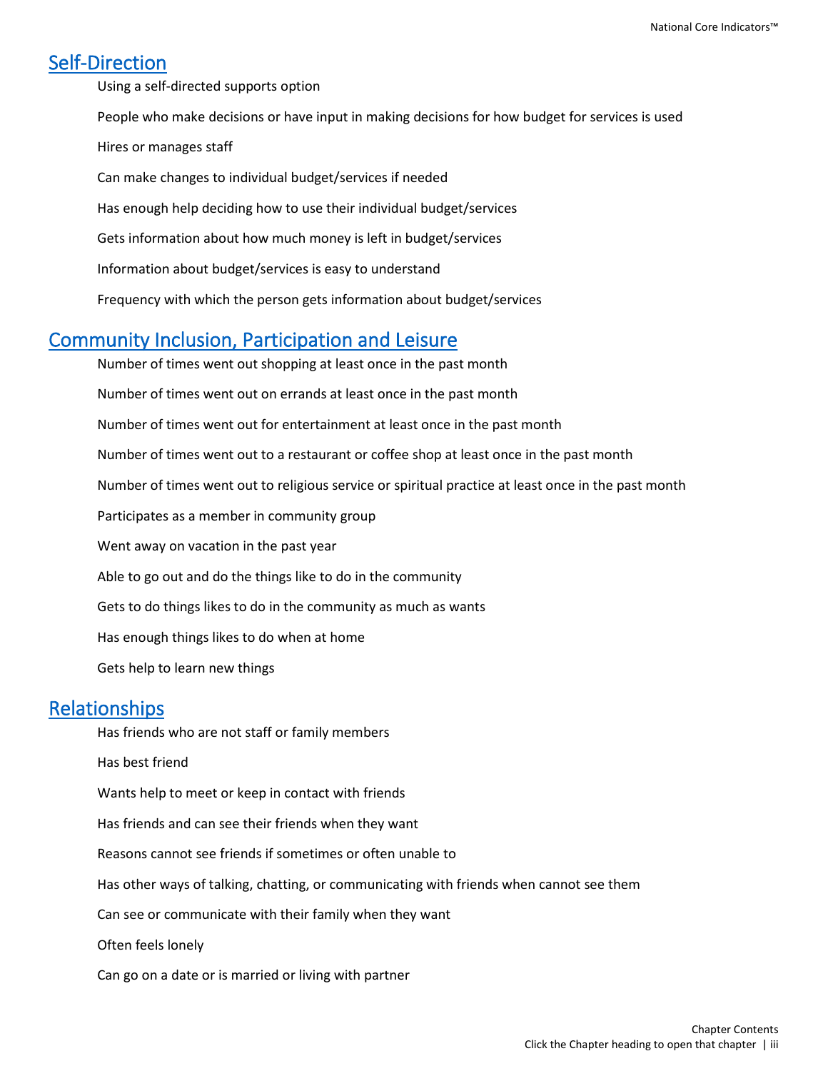## Self-Direction

Using a self-directed supports option

People who make decisions or have input in making decisions for how budget for services is used

Hires or manages staff

Can make changes to individual budget/services if needed

Has enough help deciding how to use their individual budget/services

Gets information about how much money is left in budget/services

Information about budget/services is easy to understand

Frequency with which the person gets information about budget/services

## Community Inclusion, Participation and Leisure

Number of times went out shopping at least once in the past month

Number of times went out on errands at least once in the past month

Number of times went out for entertainment at least once in the past month

Number of times went out to a restaurant or coffee shop at least once in the past month

Number of times went out to religious service or spiritual practice at least once in the past month

Participates as a member in community group

Went away on vacation in the past year

Able to go out and do the things like to do in the community

Gets to do things likes to do in the community as much as wants

Has enough things likes to do when at home

Gets help to learn new things

## Relationships

Has friends who are not staff or family members

Has best friend

Wants help to meet or keep in contact with friends

Has friends and can see their friends when they want

Reasons cannot see friends if sometimes or often unable to

Has other ways of talking, chatting, or communicating with friends when cannot see them

Can see or communicate with their family when they want

Often feels lonely

Can go on a date or is married or living with partner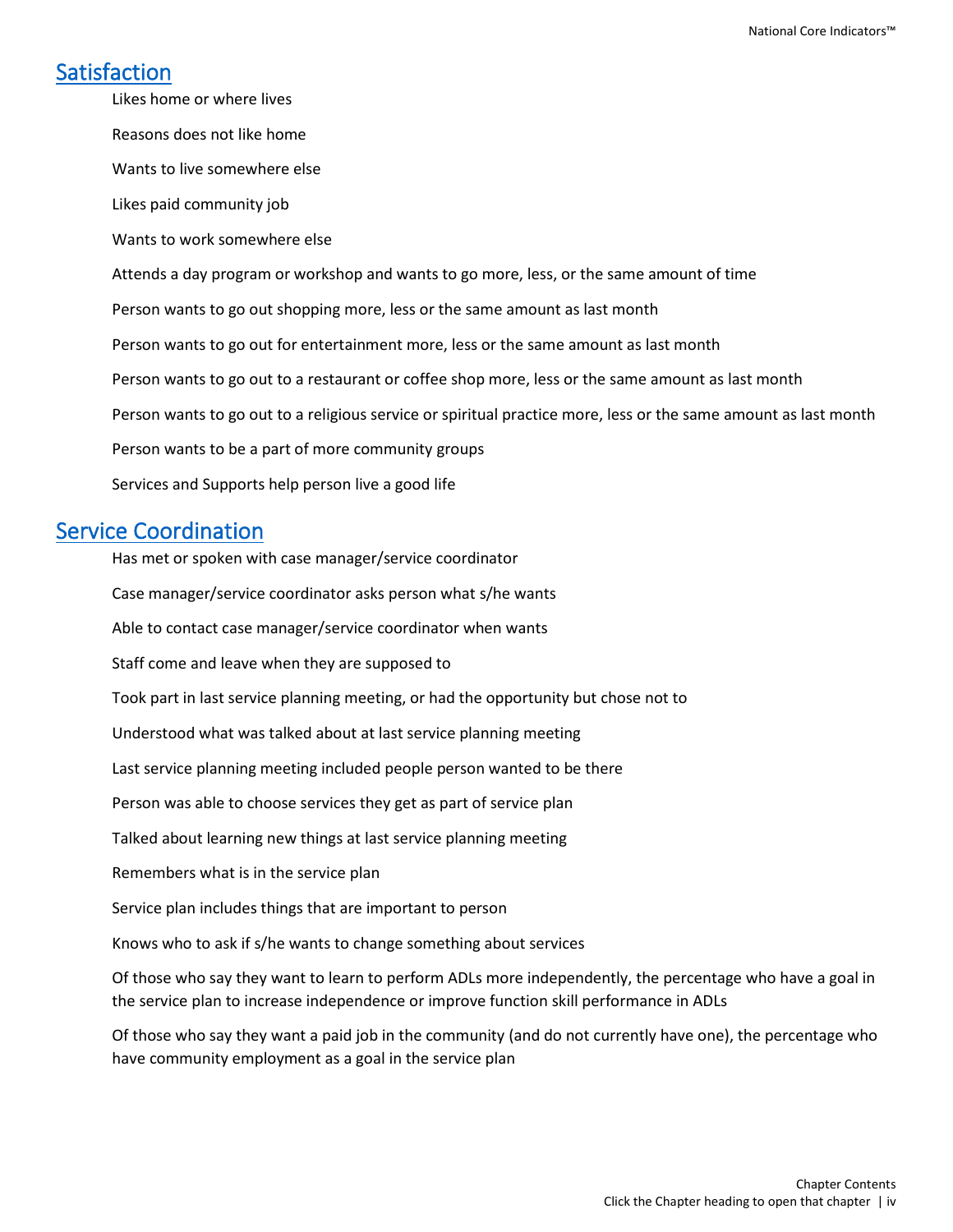## Satisfaction

Likes home or where lives

Reasons does not like home

Wants to live somewhere else

Likes paid community job

Wants to work somewhere else

Attends a day program or workshop and wants to go more, less, or the same amount of time

Person wants to go out shopping more, less or the same amount as last month

Person wants to go out for entertainment more, less or the same amount as last month

Person wants to go out to a restaurant or coffee shop more, less or the same amount as last month

Person wants to go out to a religious service or spiritual practice more, less or the same amount as last month

Person wants to be a part of more community groups

Services and Supports help person live a good life

## Service Coordination

Has met or spoken with case manager/service coordinator

Case manager/service coordinator asks person what s/he wants

Able to contact case manager/service coordinator when wants

Staff come and leave when they are supposed to

Took part in last service planning meeting, or had the opportunity but chose not to

Understood what was talked about at last service planning meeting

Last service planning meeting included people person wanted to be there

Person was able to choose services they get as part of service plan

Talked about learning new things at last service planning meeting

Remembers what is in the service plan

Service plan includes things that are important to person

Knows who to ask if s/he wants to change something about services

Of those who say they want to learn to perform ADLs more independently, the percentage who have a goal in the service plan to increase independence or improve function skill performance in ADLs

Of those who say they want a paid job in the community (and do not currently have one), the percentage who have community employment as a goal in the service plan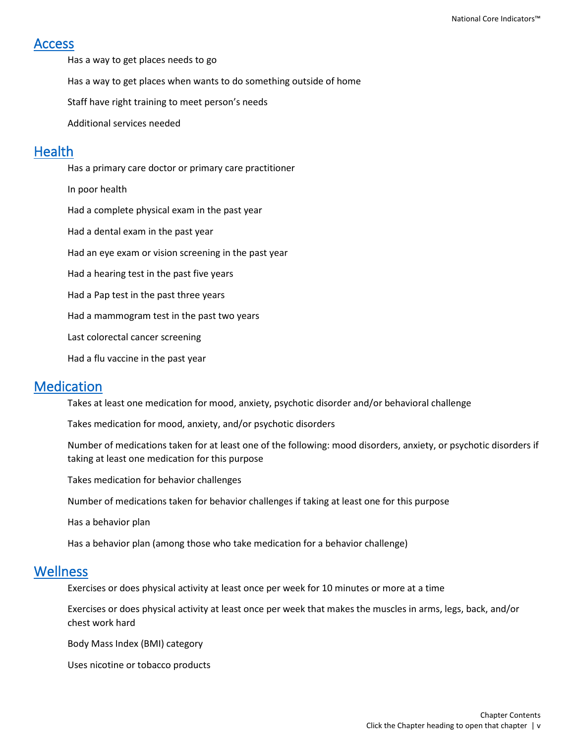## Access

Has a way to get places needs to go

Has a way to get places when wants to do something outside of home

Staff have right training to meet person's needs

Additional services needed

## Health

Has a primary care doctor or primary care practitioner

In poor health

Had a complete physical exam in the past year

Had a dental exam in the past year

Had an eye exam or vision screening in the past year

Had a hearing test in the past five years

Had a Pap test in the past three years

Had a mammogram test in the past two years

Last colorectal cancer screening

Had a flu vaccine in the past year

## Medication

Takes at least one medication for mood, anxiety, psychotic disorder and/or behavioral challenge

Takes medication for mood, anxiety, and/or psychotic disorders

Number of medications taken for at least one of the following: mood disorders, anxiety, or psychotic disorders if taking at least one medication for this purpose

Takes medication for behavior challenges

Number of medications taken for behavior challenges if taking at least one for this purpose

Has a behavior plan

Has a behavior plan (among those who take medication for a behavior challenge)

## Wellness

Exercises or does physical activity at least once per week for 10 minutes or more at a time

Exercises or does physical activity at least once per week that makes the muscles in arms, legs, back, and/or chest work hard

Body Mass Index (BMI) category

Uses nicotine or tobacco products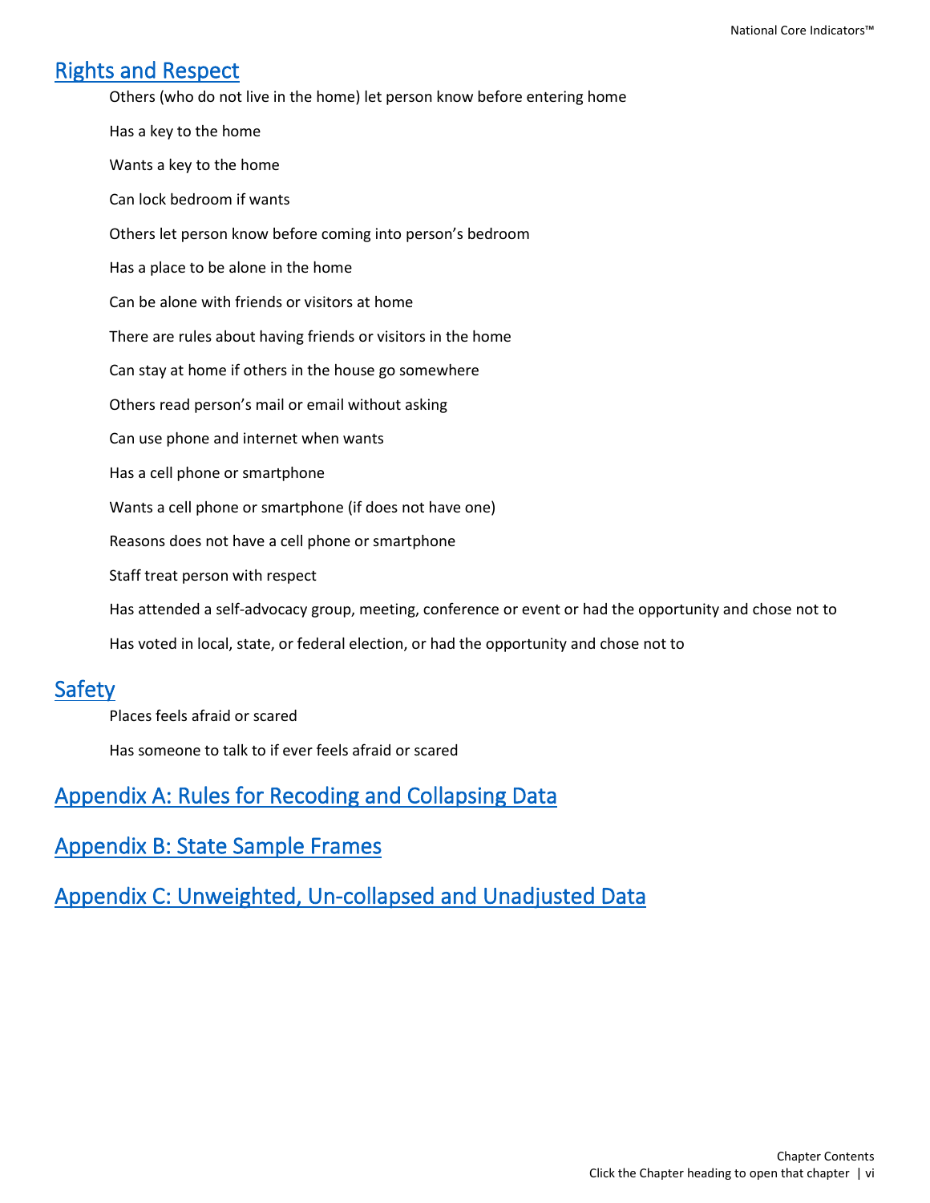## Rights and Respect

Others (who do not live in the home) let person know before entering home

Has a key to the home

Wants a key to the home

Can lock bedroom if wants

Others let person know before coming into person's bedroom

Has a place to be alone in the home

Can be alone with friends or visitors at home

There are rules about having friends or visitors in the home

Can stay at home if others in the house go somewhere

Others read person's mail or email without asking

Can use phone and internet when wants

Has a cell phone or smartphone

Wants a cell phone or smartphone (if does not have one)

Reasons does not have a cell phone or smartphone

Staff treat person with respect

Has attended a self-advocacy group, meeting, conference or event or had the opportunity and chose not to

Has voted in local, state, or federal election, or had the opportunity and chose not to

## Safety

Places feels afraid or scared

Has someone to talk to if ever feels afraid or scared

## Appendix A: Rules for Recoding and Collapsing Data

## Appendix B: State Sample Frames

## Appendix C: Unweighted, Un-collapsed and Unadjusted Data